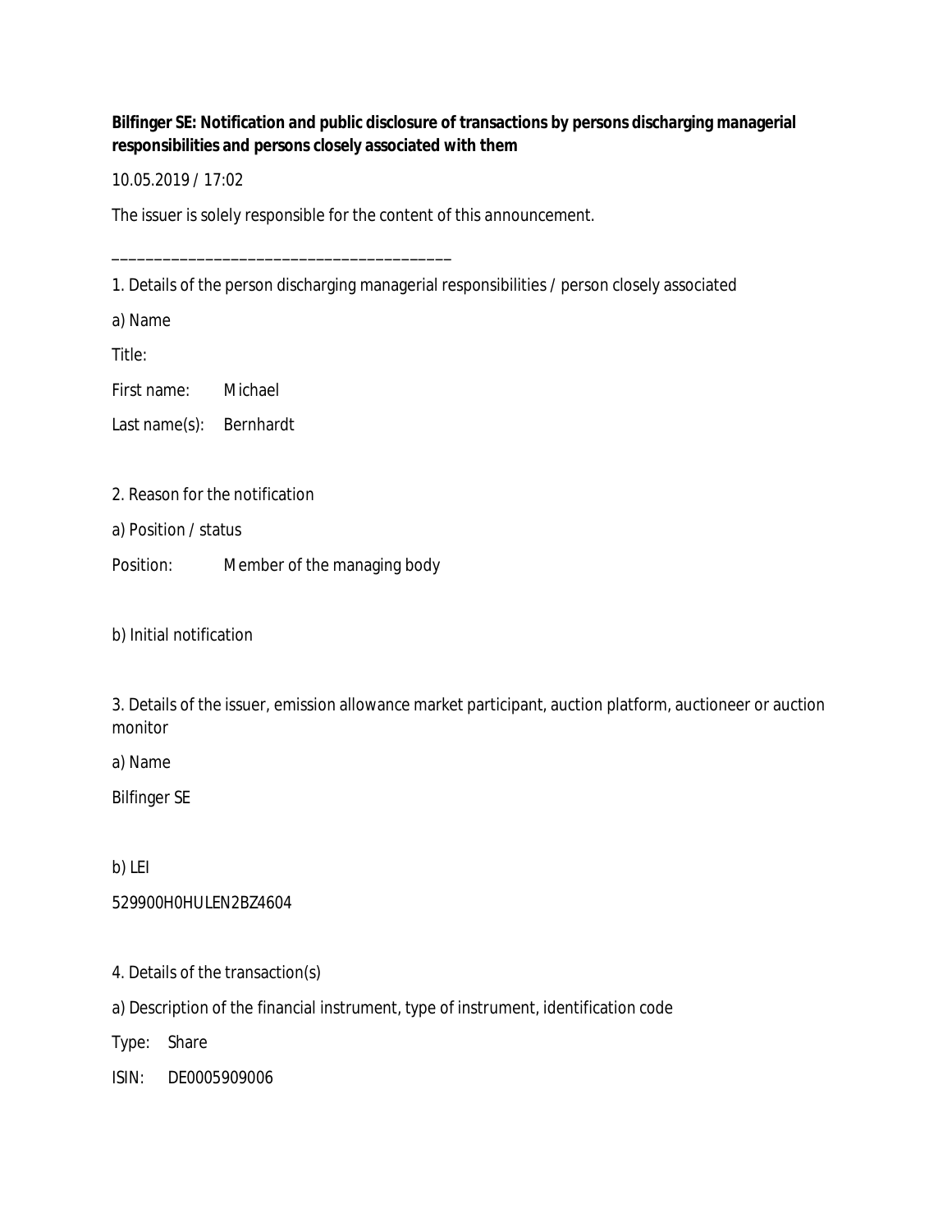**Bilfinger SE: Notification and public disclosure of transactions by persons discharging managerial responsibilities and persons closely associated with them**

10.05.2019 / 17:02

The issuer is solely responsible for the content of this announcement.

________________________________________

1. Details of the person discharging managerial responsibilities / person closely associated

a) Name

Title:

First name: Michael

Last name(s): Bernhardt

2. Reason for the notification

a) Position / status

Position: Member of the managing body

b) Initial notification

3. Details of the issuer, emission allowance market participant, auction platform, auctioneer or auction monitor

a) Name

Bilfinger SE

b) LEI

529900H0HULEN2BZ4604

4. Details of the transaction(s)

a) Description of the financial instrument, type of instrument, identification code

Type: Share

ISIN: DE0005909006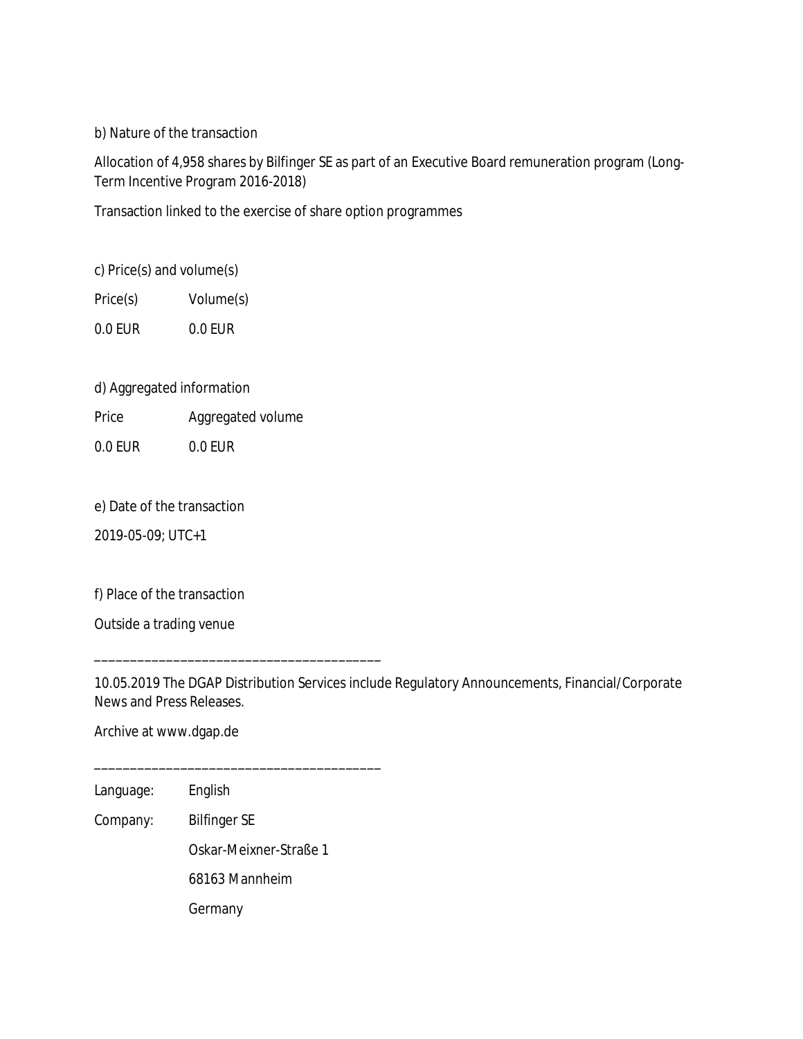b) Nature of the transaction

Allocation of 4,958 shares by Bilfinger SE as part of an Executive Board remuneration program (Long-Term Incentive Program 2016-2018)

Transaction linked to the exercise of share option programmes

c) Price(s) and volume(s)

| Price(s) | Volume(s) |
| --- | --- |
| 0.0 EUR | 0.0 EUR |

d) Aggregated information

| Price | Aggregated volume |
| --- | --- |
| 0.0 EUR | 0.0 EUR |

e) Date of the transaction

2019-05-09; UTC+1

f) Place of the transaction

Outside a trading venue

---

10.05.2019 The DGAP Distribution Services include Regulatory Announcements, Financial/Corporate News and Press Releases.

Archive at www.dgap.de

---

| | |
| --- | --- |
| Language: | English |
| Company: | Bilfinger SE |
| | Oskar-Meixner-Straße 1 |
| | 68163 Mannheim |
| | Germany |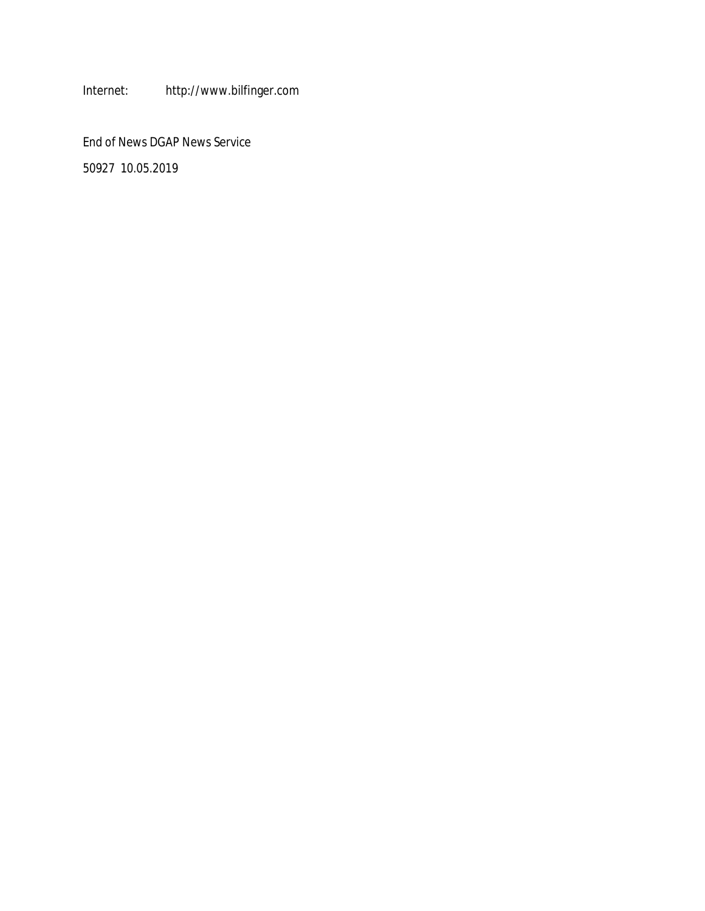Internet: http://www.bilfinger.com

End of News DGAP News Service

50927 10.05.2019